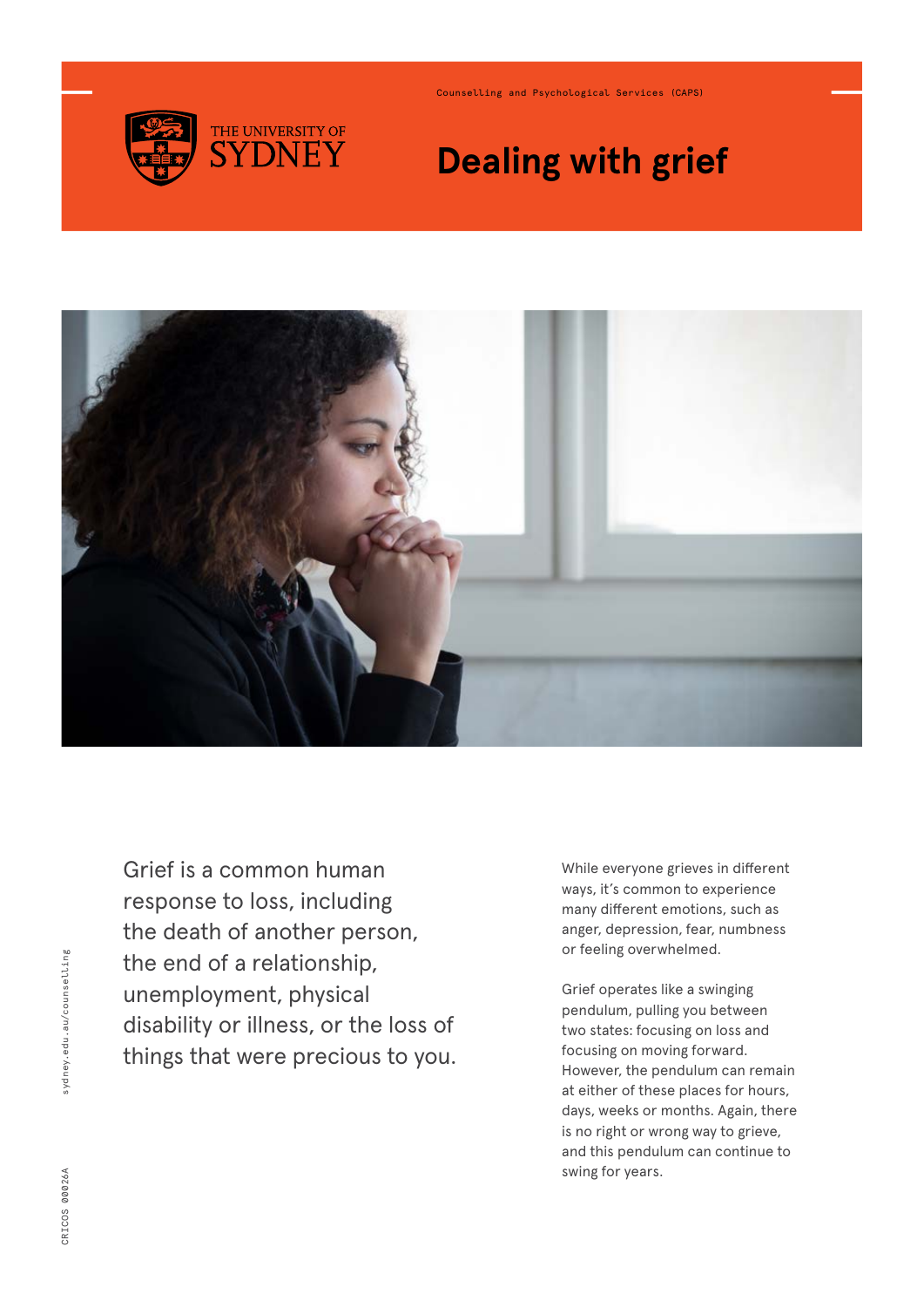Counselling and Psychological Services (CAPS)

# Dealing with grief

Grief is a common human response to loss, including the death of another person, the end of a relationship, unemployment, physical disability or illness, or the loss of things that were precious to you.

While everyone grieves in different ways, it's common to experience many different emotions, such as anger, depression, fear, numbness or feeling overwhelmed.

Grief operates like a swinging pendulum, pulling you between two states: focusing on loss and focusing on moving forward. However, the pendulum can remain at either of these places for hours, days, weeks or months. Again, there is no right or wrong way to grieve, and this pendulum can continue to swing for years.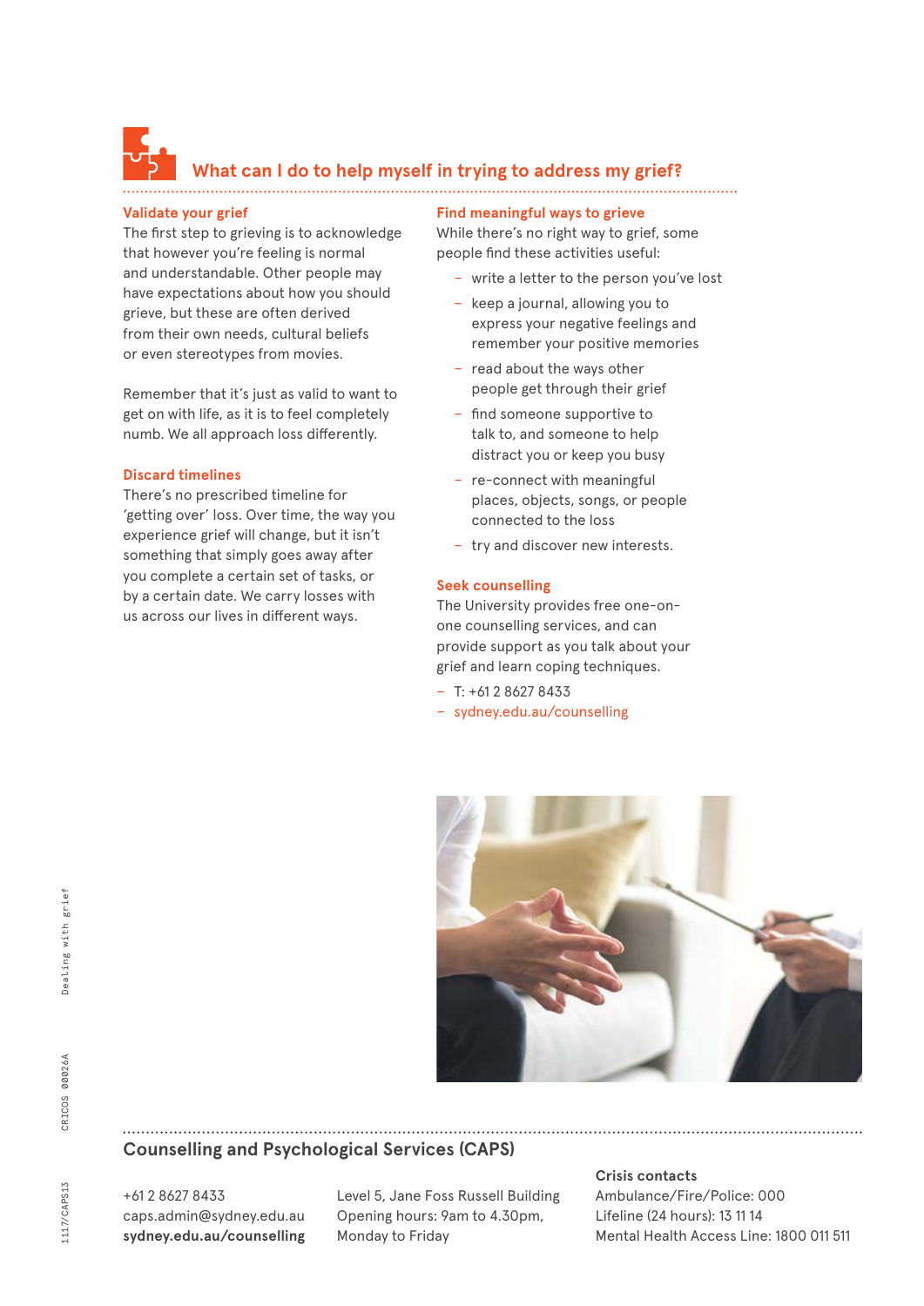## What can I do to help myself in trying to address my grief?

### Validate your grief

The first step to grieving is to acknowledge that however you're feeling is normal and understandable. Other people may have expectations about how you should grieve, but these are often derived from their own needs, cultural beliefs or even stereotypes from movies.

Remember that it's just as valid to want to get on with life, as it is to feel completely numb. We all approach loss differently.

### Discard timelines

There's no prescribed timeline for 'getting over' loss. Over time, the way you experience grief will change, but it isn't something that simply goes away after you complete a certain set of tasks, or by a certain date. We carry losses with us across our lives in different ways.

### Find meaningful ways to grieve

While there's no right way to grief, some people find these activities useful:

- write a letter to the person you've lost
- keep a journal, allowing you to express your negative feelings and remember your positive memories
- read about the ways other people get through their grief
- find someone supportive to talk to, and someone to help distract you or keep you busy
- re-connect with meaningful places, objects, songs, or people connected to the loss
- try and discover new interests.

### Seek counselling

The University provides free one-on-one counselling services, and can provide support as you talk about your grief and learn coping techniques.

- T: +61 2 8627 8433
- sydney.edu.au/counselling

## Counselling and Psychological Services (CAPS)

+61 2 8627 8433
caps.admin@sydney.edu.au
**sydney.edu.au/counselling**

Level 5, Jane Foss Russell Building
Opening hours: 9am to 4.30pm, Monday to Friday

**Crisis contacts**
Ambulance/Fire/Police: 000
Lifeline (24 hours): 13 11 14
Mental Health Access Line: 1800 011 511

Dealing with grief

CRICOS 00026A

1117/CAPS13